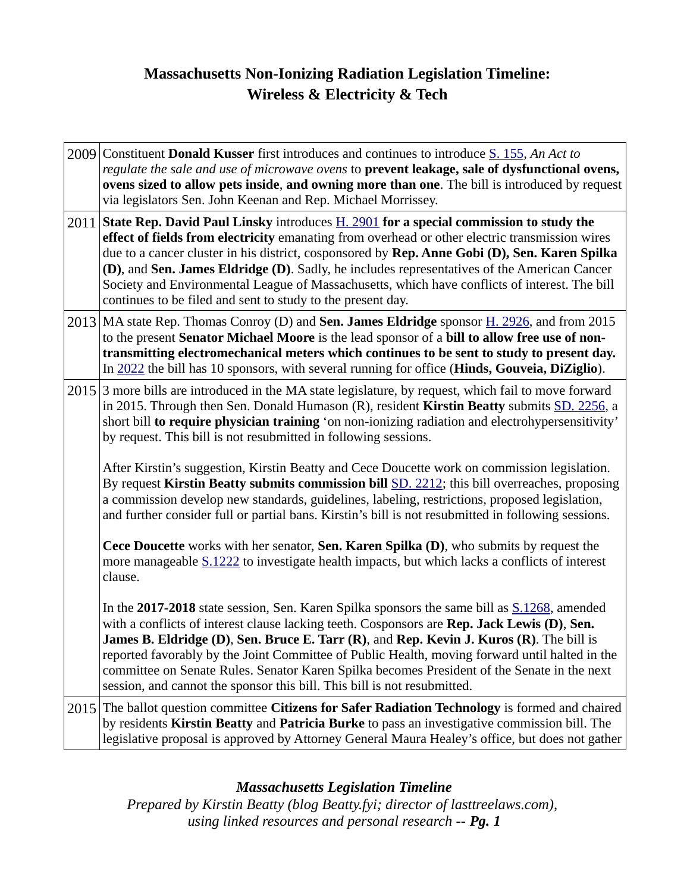# Massachusetts Non-Ionizing Radiation Legislation Timeline: Wireless & Electricity & Tech

| | |
|---|---|
| 2009 | Constituent **Donald Kusser** first introduces and continues to introduce [S. 155](), *An Act to regulate the sale and use of microwave ovens* to **prevent leakage, sale of dysfunctional ovens, ovens sized to allow pets inside**, **and owning more than one**. The bill is introduced by request via legislators Sen. John Keenan and Rep. Michael Morrissey. |
| 2011 | **State Rep. David Paul Linsky** introduces [H. 2901]() **for a special commission to study the effect of fields from electricity** emanating from overhead or other electric transmission wires due to a cancer cluster in his district, cosponsored by **Rep. Anne Gobi (D), Sen. Karen Spilka (D)**, and **Sen. James Eldridge (D)**. Sadly, he includes representatives of the American Cancer Society and Environmental League of Massachusetts, which have conflicts of interest. The bill continues to be filed and sent to study to the present day. |
| 2013 | MA state Rep. Thomas Conroy (D) and **Sen. James Eldridge** sponsor [H. 2926](), and from 2015 to the present **Senator Michael Moore** is the lead sponsor of a **bill to allow free use of non-transmitting electromechanical meters which continues to be sent to study to present day.** In [2022]() the bill has 10 sponsors, with several running for office (**Hinds, Gouveia, DiZiglio**). |
| 2015 | 3 more bills are introduced in the MA state legislature, by request, which fail to move forward in 2015. Through then Sen. Donald Humason (R), resident **Kirstin Beatty** submits [SD. 2256](), a short bill **to require physician training** 'on non-ionizing radiation and electrohypersensitivity' by request. This bill is not resubmitted in following sessions.<br><br>After Kirstin's suggestion, Kirstin Beatty and Cece Doucette work on commission legislation. By request **Kirstin Beatty submits commission bill** [SD. 2212](); this bill overreaches, proposing a commission develop new standards, guidelines, labeling, restrictions, proposed legislation, and further consider full or partial bans. Kirstin's bill is not resubmitted in following sessions.<br><br>**Cece Doucette** works with her senator, **Sen. Karen Spilka (D)**, who submits by request the more manageable [S.1222]() to investigate health impacts, but which lacks a conflicts of interest clause.<br><br>In the **2017-2018** state session, Sen. Karen Spilka sponsors the same bill as [S.1268](), amended with a conflicts of interest clause lacking teeth. Cosponsors are **Rep. Jack Lewis (D)**, **Sen. James B. Eldridge (D)**, **Sen. Bruce E. Tarr (R)**, and **Rep. Kevin J. Kuros (R)**. The bill is reported favorably by the Joint Committee of Public Health, moving forward until halted in the committee on Senate Rules. Senator Karen Spilka becomes President of the Senate in the next session, and cannot the sponsor this bill. This bill is not resubmitted. |
| 2015 | The ballot question committee **Citizens for Safer Radiation Technology** is formed and chaired by residents **Kirstin Beatty** and **Patricia Burke** to pass an investigative commission bill. The legislative proposal is approved by Attorney General Maura Healey's office, but does not gather |

***Massachusetts Legislation Timeline***
*Prepared by Kirstin Beatty (blog Beatty.fyi; director of lasttreelaws.com), using linked resources and personal research -- **Pg. 1***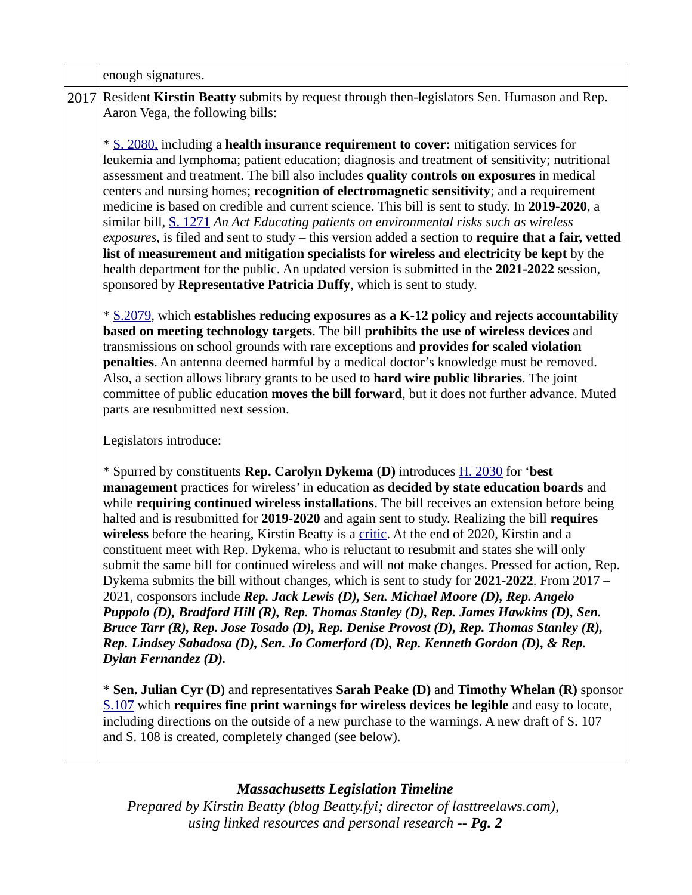| | |
|---|---|
| | enough signatures. |
| 2017 | Resident **Kirstin Beatty** submits by request through then-legislators Sen. Humason and Rep. Aaron Vega, the following bills:<br><br>* S. 2080, including a **health insurance requirement to cover:** mitigation services for leukemia and lymphoma; patient education; diagnosis and treatment of sensitivity; nutritional assessment and treatment. The bill also includes **quality controls on exposures** in medical centers and nursing homes; **recognition of electromagnetic sensitivity**; and a requirement medicine is based on credible and current science. This bill is sent to study. In **2019-2020**, a similar bill, S. 1271 *An Act Educating patients on environmental risks such as wireless exposures*, is filed and sent to study – this version added a section to **require that a fair, vetted list of measurement and mitigation specialists for wireless and electricity be kept** by the health department for the public. An updated version is submitted in the **2021-2022** session, sponsored by **Representative Patricia Duffy**, which is sent to study.<br><br>* S.2079, which **establishes reducing exposures as a K-12 policy and rejects accountability based on meeting technology targets**. The bill **prohibits the use of wireless devices** and transmissions on school grounds with rare exceptions and **provides for scaled violation penalties**. An antenna deemed harmful by a medical doctor's knowledge must be removed. Also, a section allows library grants to be used to **hard wire public libraries**. The joint committee of public education **moves the bill forward**, but it does not further advance. Muted parts are resubmitted next session.<br><br>Legislators introduce:<br><br>* Spurred by constituents **Rep. Carolyn Dykema (D)** introduces H. 2030 for '**best management** practices for wireless' in education as **decided by state education boards** and while **requiring continued wireless installations**. The bill receives an extension before being halted and is resubmitted for **2019-2020** and again sent to study. Realizing the bill **requires wireless** before the hearing, Kirstin Beatty is a critic. At the end of 2020, Kirstin and a constituent meet with Rep. Dykema, who is reluctant to resubmit and states she will only submit the same bill for continued wireless and will not make changes. Pressed for action, Rep. Dykema submits the bill without changes, which is sent to study for **2021-2022**. From 2017 – 2021, cosponsors include ***Rep. Jack Lewis (D), Sen. Michael Moore (D), Rep. Angelo Puppolo (D), Bradford Hill (R), Rep. Thomas Stanley (D), Rep. James Hawkins (D), Sen. Bruce Tarr (R), Rep. Jose Tosado (D), Rep. Denise Provost (D), Rep. Thomas Stanley (R), Rep. Lindsey Sabadosa (D), Sen. Jo Comerford (D), Rep. Kenneth Gordon (D), & Rep. Dylan Fernandez (D).***<br><br>* **Sen. Julian Cyr (D)** and representatives **Sarah Peake (D)** and **Timothy Whelan (R)** sponsor S.107 which **requires fine print warnings for wireless devices be legible** and easy to locate, including directions on the outside of a new purchase to the warnings. A new draft of S. 107 and S. 108 is created, completely changed (see below). |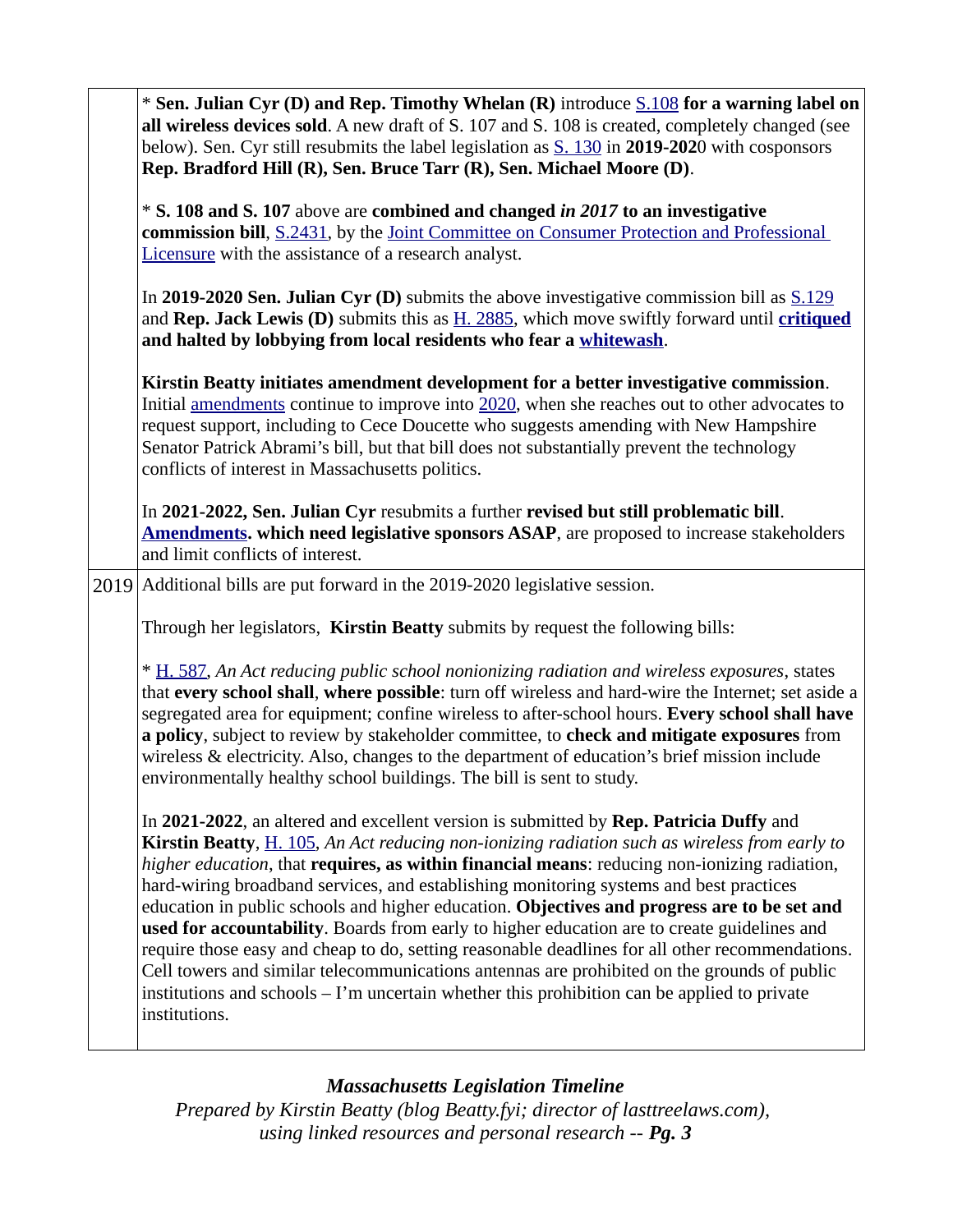| | |
|---|---|
| | * **Sen. Julian Cyr (D) and Rep. Timothy Whelan (R)** introduce S.108 **for a warning label on all wireless devices sold**. A new draft of S. 107 and S. 108 is created, completely changed (see below). Sen. Cyr still resubmits the label legislation as S. 130 in **2019-2020** with cosponsors **Rep. Bradford Hill (R), Sen. Bruce Tarr (R), Sen. Michael Moore (D)**.<br><br>* **S. 108 and S. 107** above are **combined and changed** ***in 2017*** **to an investigative commission bill**, S.2431, by the Joint Committee on Consumer Protection and Professional Licensure with the assistance of a research analyst.<br><br>In **2019-2020 Sen. Julian Cyr (D)** submits the above investigative commission bill as S.129 and **Rep. Jack Lewis (D)** submits this as H. 2885, which move swiftly forward until **critiqued and halted by lobbying from local residents who fear a whitewash**.<br><br>**Kirstin Beatty initiates amendment development for a better investigative commission**. Initial amendments continue to improve into 2020, when she reaches out to other advocates to request support, including to Cece Doucette who suggests amending with New Hampshire Senator Patrick Abrami's bill, but that bill does not substantially prevent the technology conflicts of interest in Massachusetts politics.<br><br>In **2021-2022, Sen. Julian Cyr** resubmits a further **revised but still problematic bill**. **Amendments. which need legislative sponsors ASAP**, are proposed to increase stakeholders and limit conflicts of interest. |
| 2019 | Additional bills are put forward in the 2019-2020 legislative session.<br><br>Through her legislators, **Kirstin Beatty** submits by request the following bills:<br><br>* H. 587, *An Act reducing public school nonionizing radiation and wireless exposures*, states that **every school shall**, **where possible**: turn off wireless and hard-wire the Internet; set aside a segregated area for equipment; confine wireless to after-school hours. **Every school shall have a policy**, subject to review by stakeholder committee, to **check and mitigate exposures** from wireless & electricity. Also, changes to the department of education's brief mission include environmentally healthy school buildings. The bill is sent to study.<br><br>In **2021-2022**, an altered and excellent version is submitted by **Rep. Patricia Duffy** and **Kirstin Beatty**, H. 105, *An Act reducing non-ionizing radiation such as wireless from early to higher education*, that **requires, as within financial means**: reducing non-ionizing radiation, hard-wiring broadband services, and establishing monitoring systems and best practices education in public schools and higher education. **Objectives and progress are to be set and used for accountability**. Boards from early to higher education are to create guidelines and require those easy and cheap to do, setting reasonable deadlines for all other recommendations. Cell towers and similar telecommunications antennas are prohibited on the grounds of public institutions and schools – I'm uncertain whether this prohibition can be applied to private institutions. |

***Massachusetts Legislation Timeline***
*Prepared by Kirstin Beatty (blog Beatty.fyi; director of lasttreelaws.com), using linked resources and personal research --* ***Pg. 3***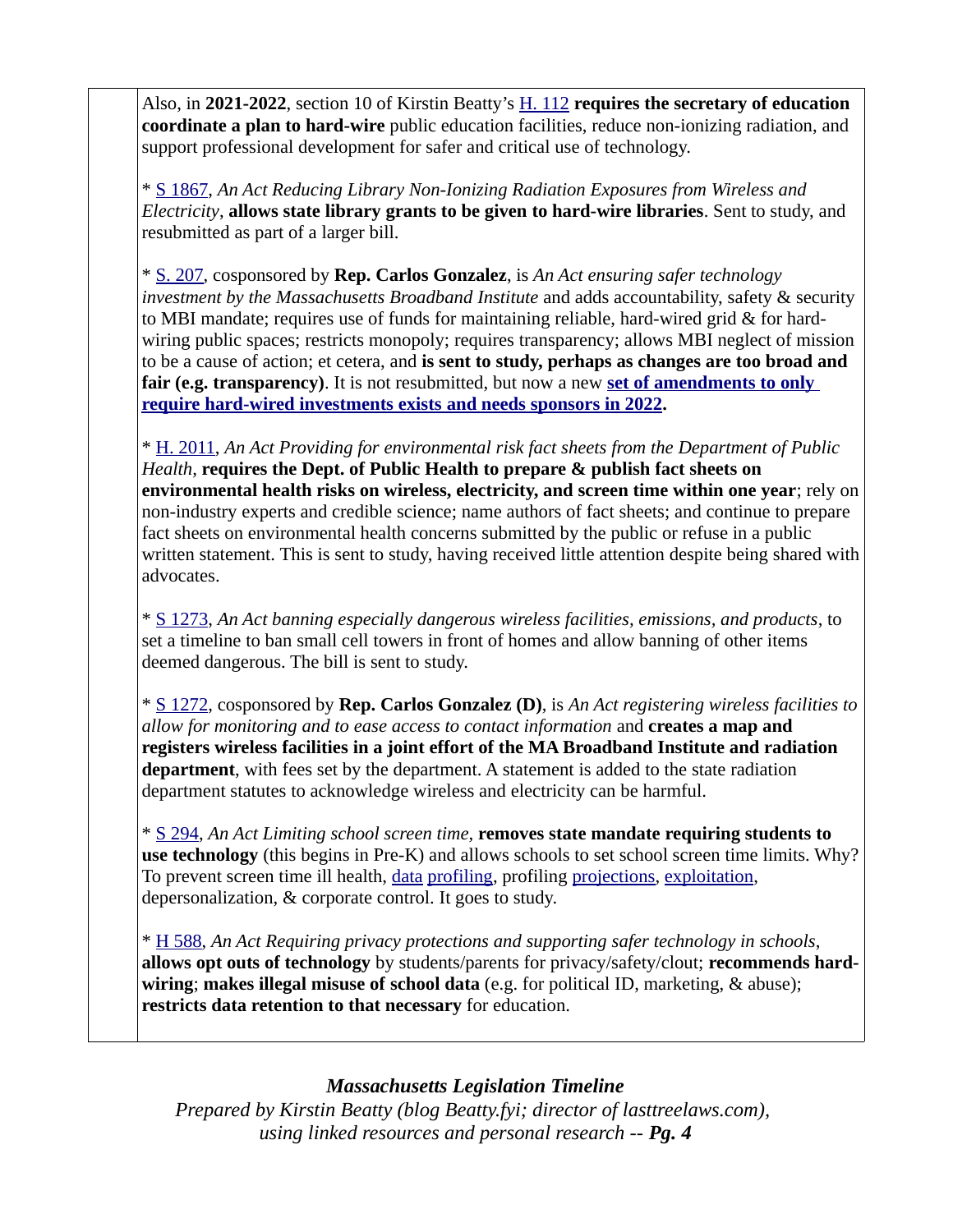Also, in **2021-2022**, section 10 of Kirstin Beatty's H. 112 **requires the secretary of education coordinate a plan to hard-wire** public education facilities, reduce non-ionizing radiation, and support professional development for safer and critical use of technology.

* S 1867, *An Act Reducing Library Non-Ionizing Radiation Exposures from Wireless and Electricity*, **allows state library grants to be given to hard-wire libraries**. Sent to study, and resubmitted as part of a larger bill.

* S. 207, cosponsored by **Rep. Carlos Gonzalez**, is *An Act ensuring safer technology investment by the Massachusetts Broadband Institute* and adds accountability, safety & security to MBI mandate; requires use of funds for maintaining reliable, hard-wired grid & for hard-wiring public spaces; restricts monopoly; requires transparency; allows MBI neglect of mission to be a cause of action; et cetera, and **is sent to study, perhaps as changes are too broad and fair (e.g. transparency)**. It is not resubmitted, but now a new **set of amendments to only require hard-wired investments exists and needs sponsors in 2022.**

* H. 2011, *An Act Providing for environmental risk fact sheets from the Department of Public Health*, **requires the Dept. of Public Health to prepare & publish fact sheets on environmental health risks on wireless, electricity, and screen time within one year**; rely on non-industry experts and credible science; name authors of fact sheets; and continue to prepare fact sheets on environmental health concerns submitted by the public or refuse in a public written statement. This is sent to study, having received little attention despite being shared with advocates.

* S 1273, *An Act banning especially dangerous wireless facilities, emissions, and products*, to set a timeline to ban small cell towers in front of homes and allow banning of other items deemed dangerous. The bill is sent to study.

* S 1272, cosponsored by **Rep. Carlos Gonzalez (D)**, is *An Act registering wireless facilities to allow for monitoring and to ease access to contact information* and **creates a map and registers wireless facilities in a joint effort of the MA Broadband Institute and radiation department**, with fees set by the department. A statement is added to the state radiation department statutes to acknowledge wireless and electricity can be harmful.

* S 294, *An Act Limiting school screen time*, **removes state mandate requiring students to use technology** (this begins in Pre-K) and allows schools to set school screen time limits. Why? To prevent screen time ill health, data profiling, profiling projections, exploitation, depersonalization, & corporate control. It goes to study.

* H 588, *An Act Requiring privacy protections and supporting safer technology in schools*, **allows opt outs of technology** by students/parents for privacy/safety/clout; **recommends hard-wiring**; **makes illegal misuse of school data** (e.g. for political ID, marketing, & abuse); **restricts data retention to that necessary** for education.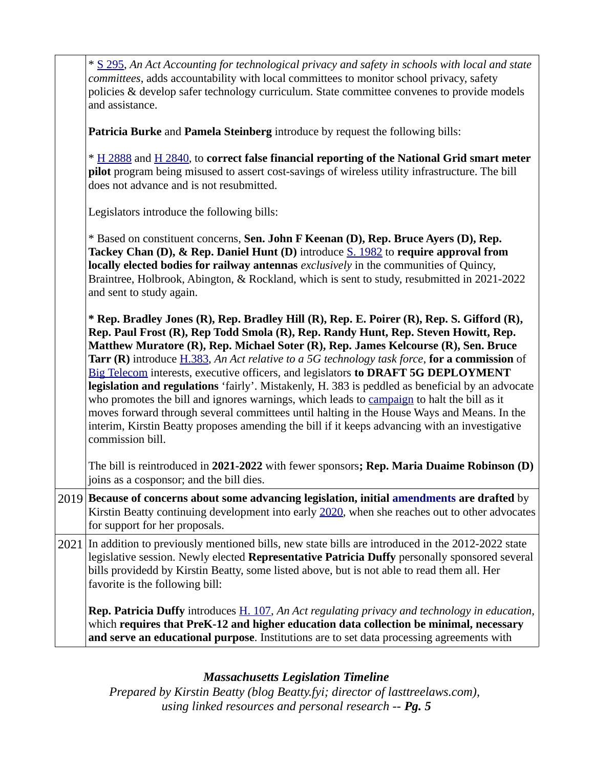| | |
|---|---|
| | * S 295, *An Act Accounting for technological privacy and safety in schools with local and state committees*, adds accountability with local committees to monitor school privacy, safety policies & develop safer technology curriculum. State committee convenes to provide models and assistance.<br><br>**Patricia Burke** and **Pamela Steinberg** introduce by request the following bills:<br><br>* H 2888 and H 2840, to **correct false financial reporting of the National Grid smart meter pilot** program being misused to assert cost-savings of wireless utility infrastructure. The bill does not advance and is not resubmitted.<br><br>Legislators introduce the following bills:<br><br>* Based on constituent concerns, **Sen. John F Keenan (D), Rep. Bruce Ayers (D), Rep. Tackey Chan (D), & Rep. Daniel Hunt (D)** introduce S. 1982 to **require approval from locally elected bodies for railway antennas** *exclusively* in the communities of Quincy, Braintree, Holbrook, Abington, & Rockland, which is sent to study, resubmitted in 2021-2022 and sent to study again.<br><br>**\* Rep. Bradley Jones (R), Rep. Bradley Hill (R), Rep. E. Poirer (R), Rep. S. Gifford (R), Rep. Paul Frost (R), Rep Todd Smola (R), Rep. Randy Hunt, Rep. Steven Howitt, Rep. Matthew Muratore (R), Rep. Michael Soter (R), Rep. James Kelcourse (R), Sen. Bruce Tarr (R)** introduce H.383, *An Act relative to a 5G technology task force*, **for a commission** of Big Telecom interests, executive officers, and legislators **to DRAFT 5G DEPLOYMENT legislation and regulations** 'fairly'. Mistakenly, H. 383 is peddled as beneficial by an advocate who promotes the bill and ignores warnings, which leads to campaign to halt the bill as it moves forward through several committees until halting in the House Ways and Means. In the interim, Kirstin Beatty proposes amending the bill if it keeps advancing with an investigative commission bill.<br><br>The bill is reintroduced in **2021-2022** with fewer sponsors**; Rep. Maria Duaime Robinson (D)** joins as a cosponsor; and the bill dies. |
| 2019 | **Because of concerns about some advancing legislation, initial amendments are drafted** by Kirstin Beatty continuing development into early 2020, when she reaches out to other advocates for support for her proposals. |
| 2021 | In addition to previously mentioned bills, new state bills are introduced in the 2012-2022 state legislative session. Newly elected **Representative Patricia Duffy** personally sponsored several bills providedd by Kirstin Beatty, some listed above, but is not able to read them all. Her favorite is the following bill:<br><br>**Rep. Patricia Duffy** introduces H. 107, *An Act regulating privacy and technology in education*, which **requires that PreK-12 and higher education data collection be minimal, necessary and serve an educational purpose**. Institutions are to set data processing agreements with |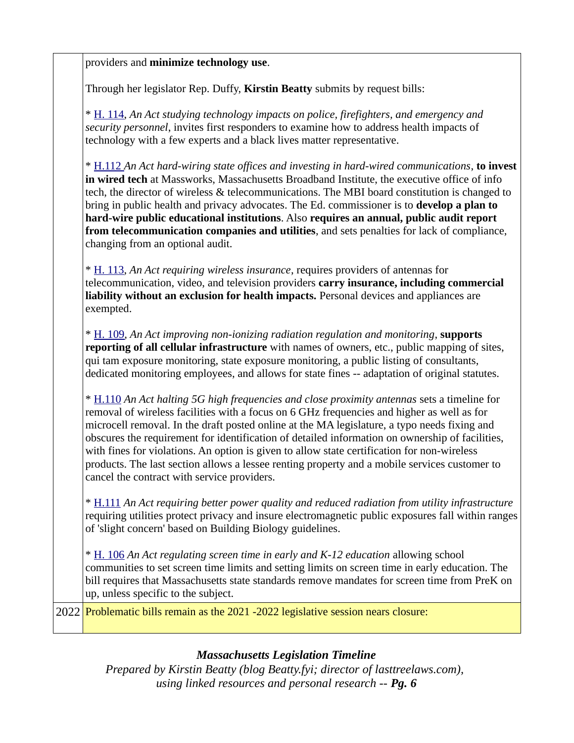| | |
|---|---|
| | providers and **minimize technology use**.<br><br>Through her legislator Rep. Duffy, **Kirstin Beatty** submits by request bills:<br><br>* H. 114, *An Act studying technology impacts on police, firefighters, and emergency and security personnel*, invites first responders to examine how to address health impacts of technology with a few experts and a black lives matter representative.<br><br>* H.112 *An Act hard-wiring state offices and investing in hard-wired communications*, **to invest in wired tech** at Massworks, Massachusetts Broadband Institute, the executive office of info tech, the director of wireless & telecommunications. The MBI board constitution is changed to bring in public health and privacy advocates. The Ed. commissioner is to **develop a plan to hard-wire public educational institutions**. Also **requires an annual, public audit report from telecommunication companies and utilities**, and sets penalties for lack of compliance, changing from an optional audit.<br><br>* H. 113, *An Act requiring wireless insurance*, requires providers of antennas for telecommunication, video, and television providers **carry insurance, including commercial liability without an exclusion for health impacts.** Personal devices and appliances are exempted.<br><br>* H. 109, *An Act improving non-ionizing radiation regulation and monitoring*, **supports reporting of all cellular infrastructure** with names of owners, etc., public mapping of sites, qui tam exposure monitoring, state exposure monitoring, a public listing of consultants, dedicated monitoring employees, and allows for state fines -- adaptation of original statutes.<br><br>* H.110 *An Act halting 5G high frequencies and close proximity antennas* sets a timeline for removal of wireless facilities with a focus on 6 GHz frequencies and higher as well as for microcell removal. In the draft posted online at the MA legislature, a typo needs fixing and obscures the requirement for identification of detailed information on ownership of facilities, with fines for violations. An option is given to allow state certification for non-wireless products. The last section allows a lessee renting property and a mobile services customer to cancel the contract with service providers.<br><br>* H.111 *An Act requiring better power quality and reduced radiation from utility infrastructure* requiring utilities protect privacy and insure electromagnetic public exposures fall within ranges of 'slight concern' based on Building Biology guidelines.<br><br>* H. 106 *An Act regulating screen time in early and K-12 education* allowing school communities to set screen time limits and setting limits on screen time in early education. The bill requires that Massachusetts state standards remove mandates for screen time from PreK on up, unless specific to the subject. |
| 2022 | Problematic bills remain as the 2021 -2022 legislative session nears closure: |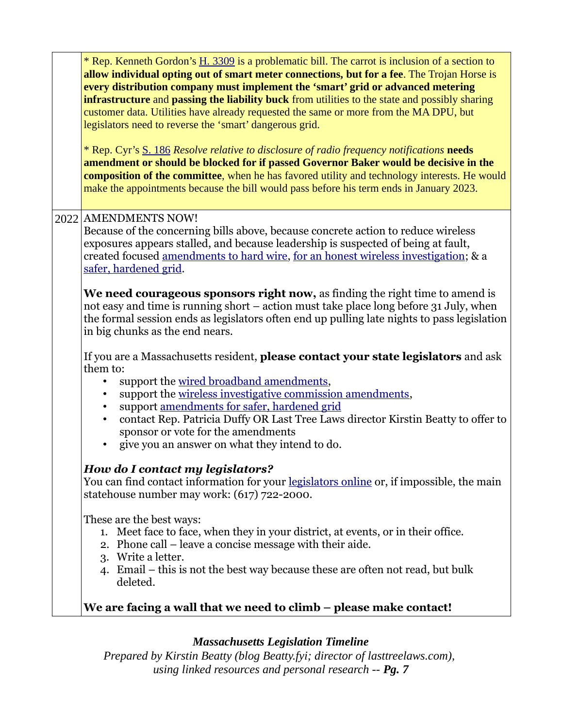|  |  |
|---|---|
|  | * Rep. Kenneth Gordon's H. 3309 is a problematic bill. The carrot is inclusion of a section to **allow individual opting out of smart meter connections, but for a fee**. The Trojan Horse is **every distribution company must implement the 'smart' grid or advanced metering infrastructure** and **passing the liability buck** from utilities to the state and possibly sharing customer data. Utilities have already requested the same or more from the MA DPU, but legislators need to reverse the 'smart' dangerous grid.<br><br>* Rep. Cyr's S. 186 *Resolve relative to disclosure of radio frequency notifications* **needs amendment or should be blocked for if passed Governor Baker would be decisive in the composition of the committee**, when he has favored utility and technology interests. He would make the appointments because the bill would pass before his term ends in January 2023. |
| 2022 | AMENDMENTS NOW!<br>Because of the concerning bills above, because concrete action to reduce wireless exposures appears stalled, and because leadership is suspected of being at fault, created focused amendments to hard wire, for an honest wireless investigation; & a safer, hardened grid.<br><br>**We need courageous sponsors right now,** as finding the right time to amend is not easy and time is running short – action must take place long before 31 July, when the formal session ends as legislators often end up pulling late nights to pass legislation in big chunks as the end nears.<br><br>If you are a Massachusetts resident, **please contact your state legislators** and ask them to:<br>• support the wired broadband amendments,<br>• support the wireless investigative commission amendments,<br>• support amendments for safer, hardened grid<br>• contact Rep. Patricia Duffy OR Last Tree Laws director Kirstin Beatty to offer to sponsor or vote for the amendments<br>• give you an answer on what they intend to do.<br><br>***How do I contact my legislators?***<br>You can find contact information for your legislators online or, if impossible, the main statehouse number may work: (617) 722-2000.<br><br>These are the best ways:<br>1. Meet face to face, when they in your district, at events, or in their office.<br>2. Phone call – leave a concise message with their aide.<br>3. Write a letter.<br>4. Email – this is not the best way because these are often not read, but bulk deleted.<br><br>**We are facing a wall that we need to climb – please make contact!** |